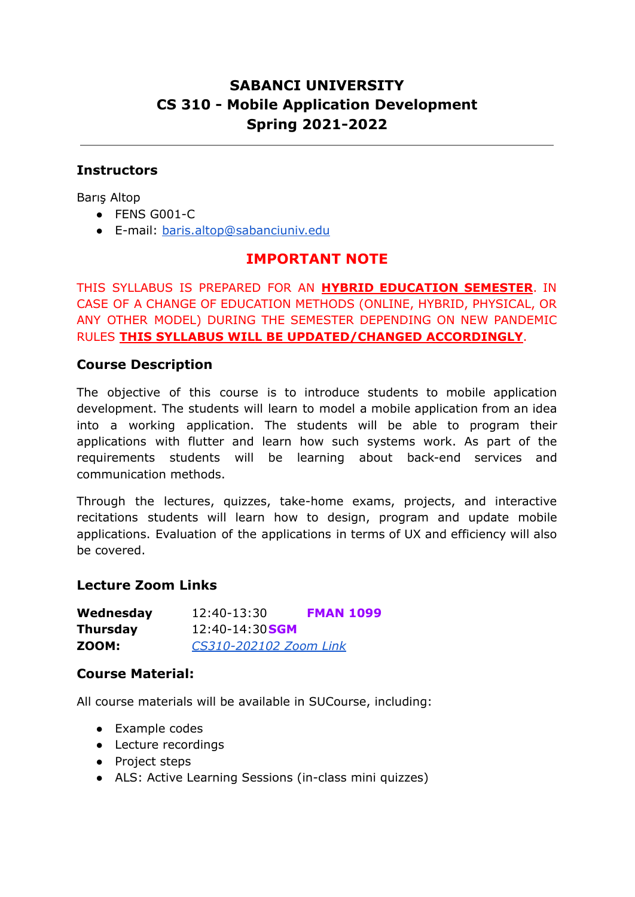# SABANCI UNIVERSITY
# CS 310 - Mobile Application Development
# Spring 2021-2022

---

### Instructors

Barış Altop

- FENS G001-C
- E-mail: [baris.altop@sabanciuniv.edu](mailto:baris.altop@sabanciuniv.edu)

## IMPORTANT NOTE

THIS SYLLABUS IS PREPARED FOR AN **HYBRID EDUCATION SEMESTER**. IN CASE OF A CHANGE OF EDUCATION METHODS (ONLINE, HYBRID, PHYSICAL, OR ANY OTHER MODEL) DURING THE SEMESTER DEPENDING ON NEW PANDEMIC RULES **THIS SYLLABUS WILL BE UPDATED/CHANGED ACCORDINGLY**.

### Course Description

The objective of this course is to introduce students to mobile application development. The students will learn to model a mobile application from an idea into a working application. The students will be able to program their applications with flutter and learn how such systems work. As part of the requirements students will be learning about back-end services and communication methods.

Through the lectures, quizzes, take-home exams, projects, and interactive recitations students will learn how to design, program and update mobile applications. Evaluation of the applications in terms of UX and efficiency will also be covered.

### Lecture Zoom Links

| | | |
|---|---|---|
| **Wednesday** | 12:40-13:30 | **FMAN 1099** |
| **Thursday** | 12:40-14:30 | **SGM** |
| **ZOOM:** | *CS310-202102 Zoom Link* | |

### Course Material:

All course materials will be available in SUCourse, including:

- Example codes
- Lecture recordings
- Project steps
- ALS: Active Learning Sessions (in-class mini quizzes)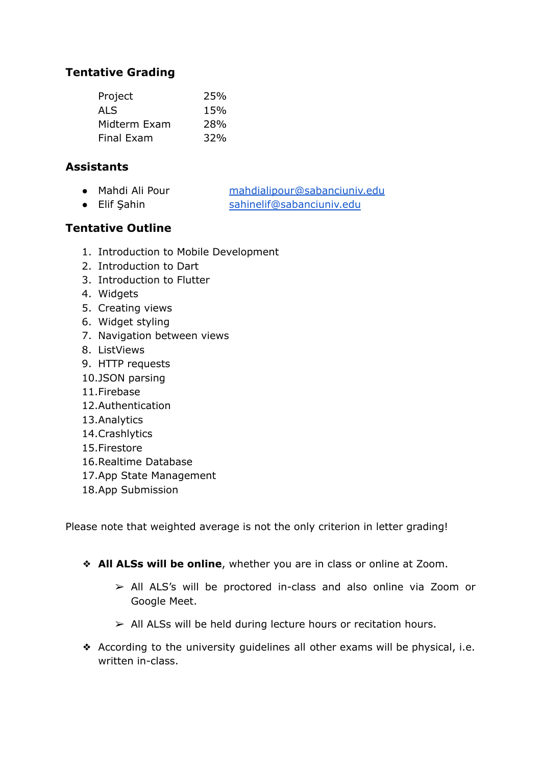## Tentative Grading

| | |
|---|---|
| Project | 25% |
| ALS | 15% |
| Midterm Exam | 28% |
| Final Exam | 32% |

## Assistants

- Mahdi Ali Pour — [mahdialipour@sabanciuniv.edu](mailto:mahdialipour@sabanciuniv.edu)
- Elif Şahin — [sahinelif@sabanciuniv.edu](mailto:sahinelif@sabanciuniv.edu)

## Tentative Outline

1. Introduction to Mobile Development
2. Introduction to Dart
3. Introduction to Flutter
4. Widgets
5. Creating views
6. Widget styling
7. Navigation between views
8. ListViews
9. HTTP requests
10. JSON parsing
11. Firebase
12. Authentication
13. Analytics
14. Crashlytics
15. Firestore
16. Realtime Database
17. App State Management
18. App Submission

Please note that weighted average is not the only criterion in letter grading!

- **All ALSs will be online**, whether you are in class or online at Zoom.
  - All ALS's will be proctored in-class and also online via Zoom or Google Meet.
  - All ALSs will be held during lecture hours or recitation hours.
- According to the university guidelines all other exams will be physical, i.e. written in-class.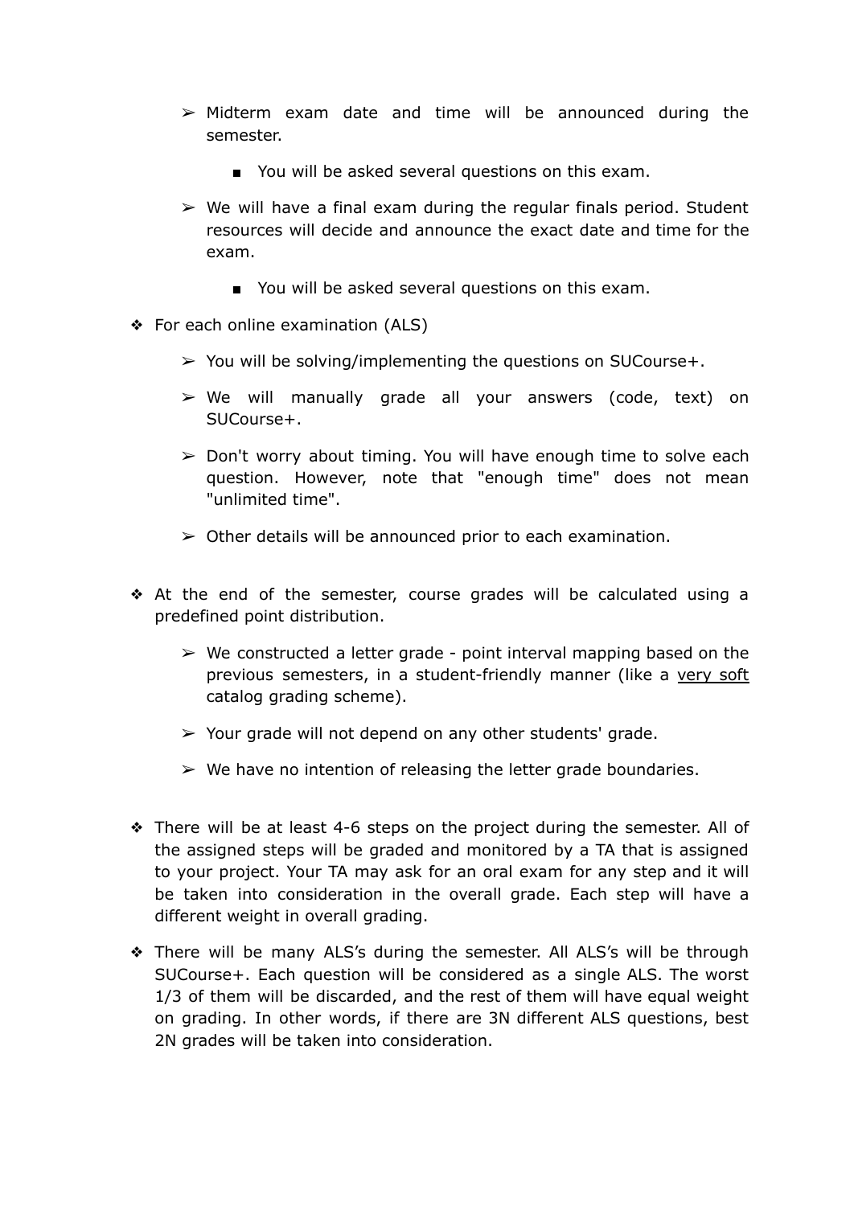- Midterm exam date and time will be announced during the semester.
    - You will be asked several questions on this exam.
  - We will have a final exam during the regular finals period. Student resources will decide and announce the exact date and time for the exam.
    - You will be asked several questions on this exam.

- For each online examination (ALS)
  - You will be solving/implementing the questions on SUCourse+.
  - We will manually grade all your answers (code, text) on SUCourse+.
  - Don't worry about timing. You will have enough time to solve each question. However, note that "enough time" does not mean "unlimited time".
  - Other details will be announced prior to each examination.

- At the end of the semester, course grades will be calculated using a predefined point distribution.
  - We constructed a letter grade - point interval mapping based on the previous semesters, in a student-friendly manner (like a <u>very soft</u> catalog grading scheme).
  - Your grade will not depend on any other students' grade.
  - We have no intention of releasing the letter grade boundaries.

- There will be at least 4-6 steps on the project during the semester. All of the assigned steps will be graded and monitored by a TA that is assigned to your project. Your TA may ask for an oral exam for any step and it will be taken into consideration in the overall grade. Each step will have a different weight in overall grading.

- There will be many ALS's during the semester. All ALS's will be through SUCourse+. Each question will be considered as a single ALS. The worst 1/3 of them will be discarded, and the rest of them will have equal weight on grading. In other words, if there are 3N different ALS questions, best 2N grades will be taken into consideration.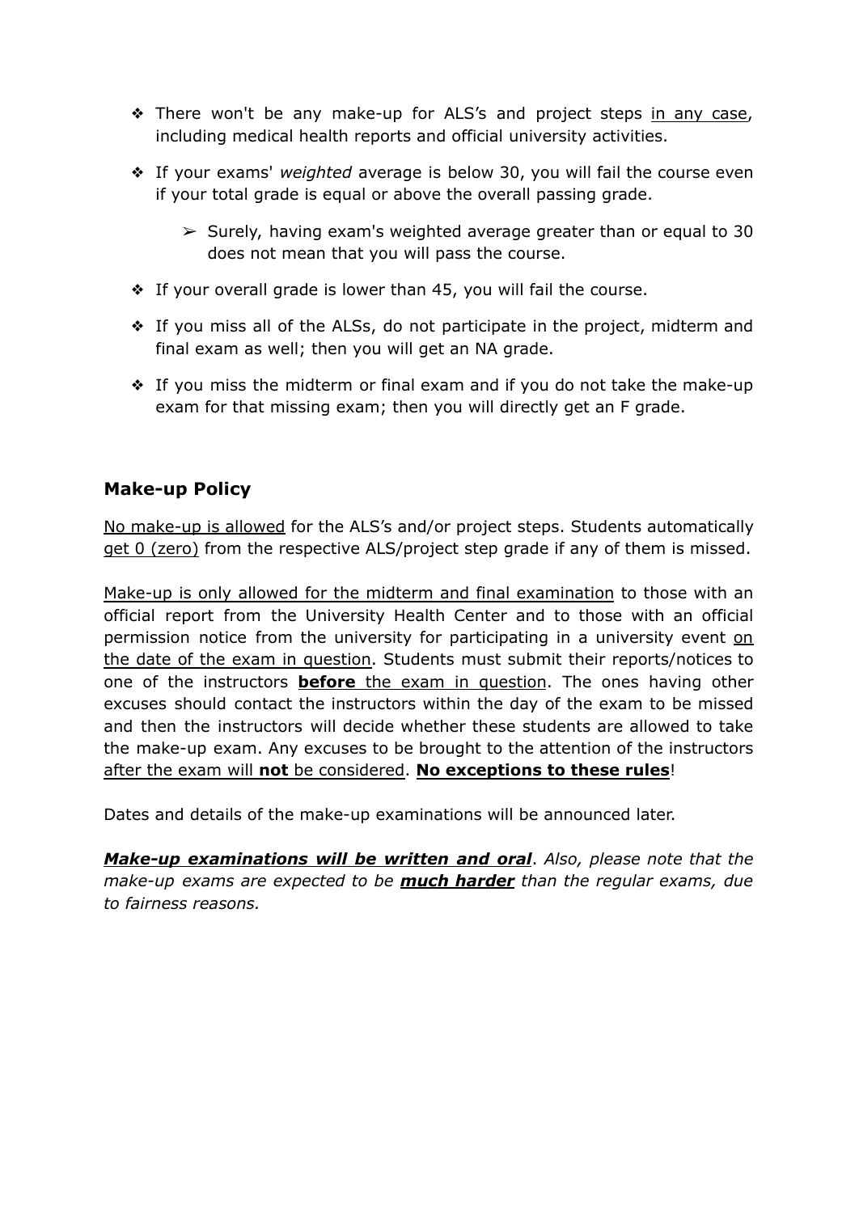- There won't be any make-up for ALS's and project steps <u>in any case</u>, including medical health reports and official university activities.
- If your exams' *weighted* average is below 30, you will fail the course even if your total grade is equal or above the overall passing grade.
    - Surely, having exam's weighted average greater than or equal to 30 does not mean that you will pass the course.
- If your overall grade is lower than 45, you will fail the course.
- If you miss all of the ALSs, do not participate in the project, midterm and final exam as well; then you will get an NA grade.
- If you miss the midterm or final exam and if you do not take the make-up exam for that missing exam; then you will directly get an F grade.

## Make-up Policy

<u>No make-up is allowed</u> for the ALS's and/or project steps. Students automatically <u>get 0 (zero)</u> from the respective ALS/project step grade if any of them is missed.

<u>Make-up is only allowed for the midterm and final examination</u> to those with an official report from the University Health Center and to those with an official permission notice from the university for participating in a university event <u>on the date of the exam in question</u>. Students must submit their reports/notices to one of the instructors <u>**before** the exam in question</u>. The ones having other excuses should contact the instructors within the day of the exam to be missed and then the instructors will decide whether these students are allowed to take the make-up exam. Any excuses to be brought to the attention of the instructors <u>after the exam will **not** be considered</u>. <u>**No exceptions to these rules**</u>!

Dates and details of the make-up examinations will be announced later.

***<u>Make-up examinations will be written and oral</u>***. *Also, please note that the make-up exams are expected to be* ***<u>much harder</u>*** *than the regular exams, due to fairness reasons.*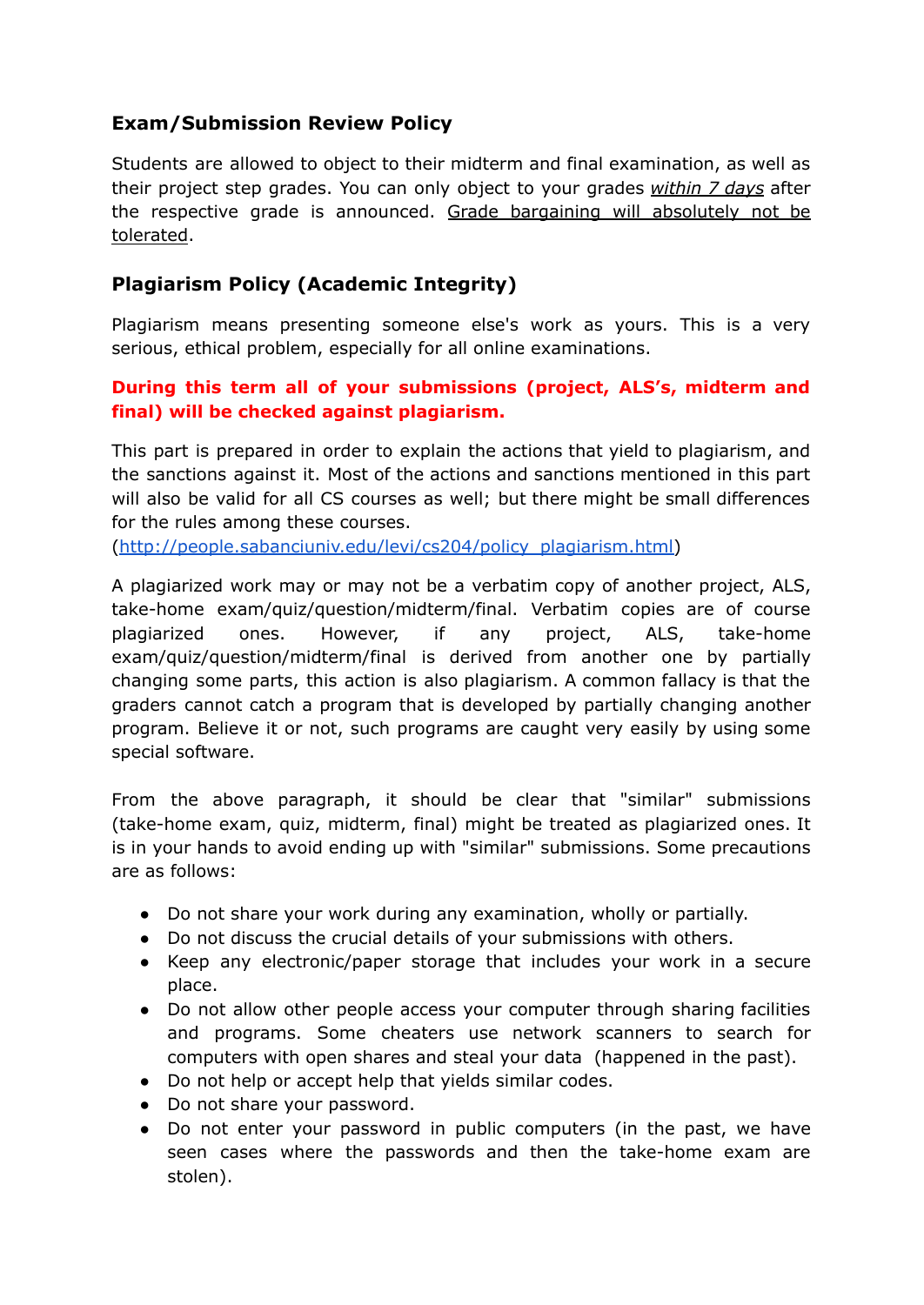## Exam/Submission Review Policy

Students are allowed to object to their midterm and final examination, as well as their project step grades. You can only object to your grades *within 7 days* after the respective grade is announced. Grade bargaining will absolutely not be tolerated.

## Plagiarism Policy (Academic Integrity)

Plagiarism means presenting someone else's work as yours. This is a very serious, ethical problem, especially for all online examinations.

**During this term all of your submissions (project, ALS's, midterm and final) will be checked against plagiarism.**

This part is prepared in order to explain the actions that yield to plagiarism, and the sanctions against it. Most of the actions and sanctions mentioned in this part will also be valid for all CS courses as well; but there might be small differences for the rules among these courses.
([http://people.sabanciuniv.edu/levi/cs204/policy_plagiarism.html](http://people.sabanciuniv.edu/levi/cs204/policy_plagiarism.html))

A plagiarized work may or may not be a verbatim copy of another project, ALS, take-home exam/quiz/question/midterm/final. Verbatim copies are of course plagiarized ones. However, if any project, ALS, take-home exam/quiz/question/midterm/final is derived from another one by partially changing some parts, this action is also plagiarism. A common fallacy is that the graders cannot catch a program that is developed by partially changing another program. Believe it or not, such programs are caught very easily by using some special software.

From the above paragraph, it should be clear that "similar" submissions (take-home exam, quiz, midterm, final) might be treated as plagiarized ones. It is in your hands to avoid ending up with "similar" submissions. Some precautions are as follows:

- Do not share your work during any examination, wholly or partially.
- Do not discuss the crucial details of your submissions with others.
- Keep any electronic/paper storage that includes your work in a secure place.
- Do not allow other people access your computer through sharing facilities and programs. Some cheaters use network scanners to search for computers with open shares and steal your data (happened in the past).
- Do not help or accept help that yields similar codes.
- Do not share your password.
- Do not enter your password in public computers (in the past, we have seen cases where the passwords and then the take-home exam are stolen).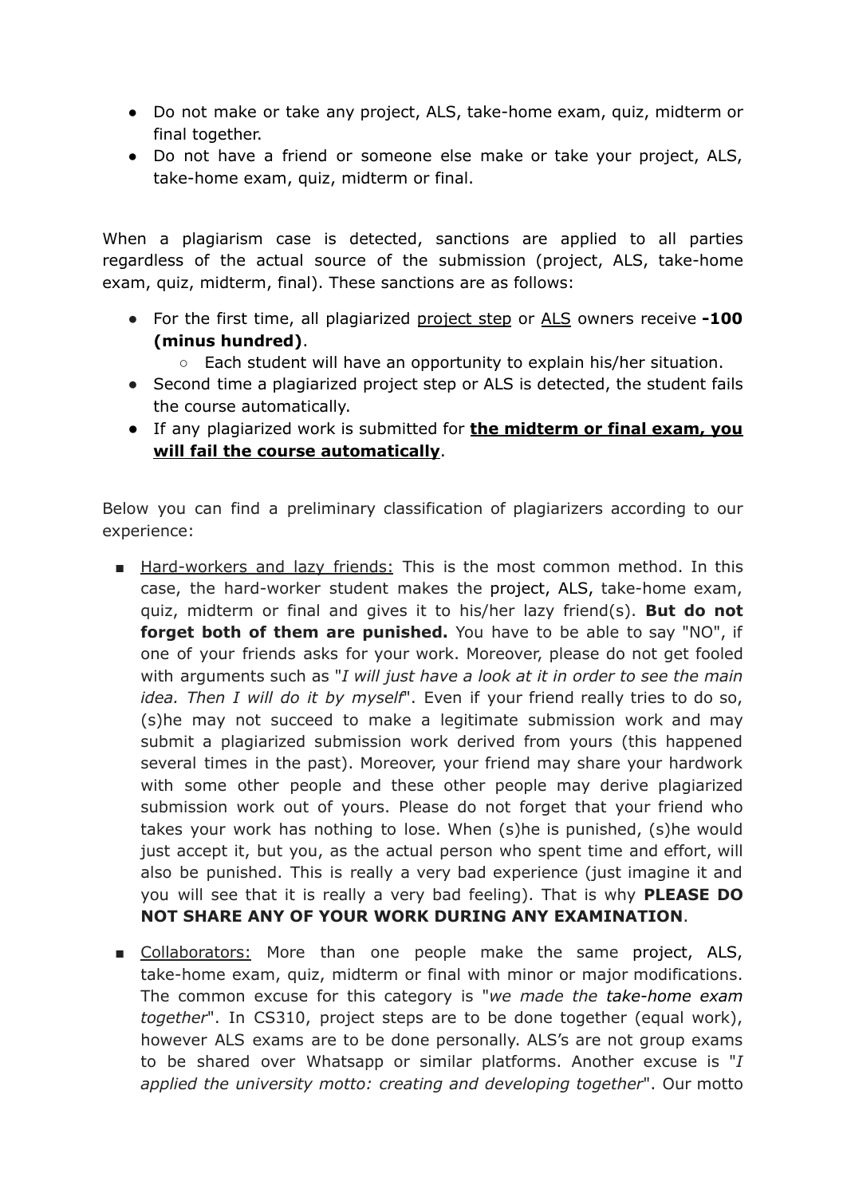- Do not make or take any project, ALS, take-home exam, quiz, midterm or final together.
- Do not have a friend or someone else make or take your project, ALS, take-home exam, quiz, midterm or final.

When a plagiarism case is detected, sanctions are applied to all parties regardless of the actual source of the submission (project, ALS, take-home exam, quiz, midterm, final). These sanctions are as follows:

- For the first time, all plagiarized project step or ALS owners receive **-100 (minus hundred)**.
  - Each student will have an opportunity to explain his/her situation.
- Second time a plagiarized project step or ALS is detected, the student fails the course automatically.
- If any plagiarized work is submitted for **the midterm or final exam, you will fail the course automatically**.

Below you can find a preliminary classification of plagiarizers according to our experience:

- Hard-workers and lazy friends: This is the most common method. In this case, the hard-worker student makes the project, ALS, take-home exam, quiz, midterm or final and gives it to his/her lazy friend(s). **But do not forget both of them are punished.** You have to be able to say "NO", if one of your friends asks for your work. Moreover, please do not get fooled with arguments such as "*I will just have a look at it in order to see the main idea. Then I will do it by myself*". Even if your friend really tries to do so, (s)he may not succeed to make a legitimate submission work and may submit a plagiarized submission work derived from yours (this happened several times in the past). Moreover, your friend may share your hardwork with some other people and these other people may derive plagiarized submission work out of yours. Please do not forget that your friend who takes your work has nothing to lose. When (s)he is punished, (s)he would just accept it, but you, as the actual person who spent time and effort, will also be punished. This is really a very bad experience (just imagine it and you will see that it is really a very bad feeling). That is why **PLEASE DO NOT SHARE ANY OF YOUR WORK DURING ANY EXAMINATION**.
- Collaborators: More than one people make the same project, ALS, take-home exam, quiz, midterm or final with minor or major modifications. The common excuse for this category is "*we made the take-home exam together*". In CS310, project steps are to be done together (equal work), however ALS exams are to be done personally. ALS's are not group exams to be shared over Whatsapp or similar platforms. Another excuse is "*I applied the university motto: creating and developing together*". Our motto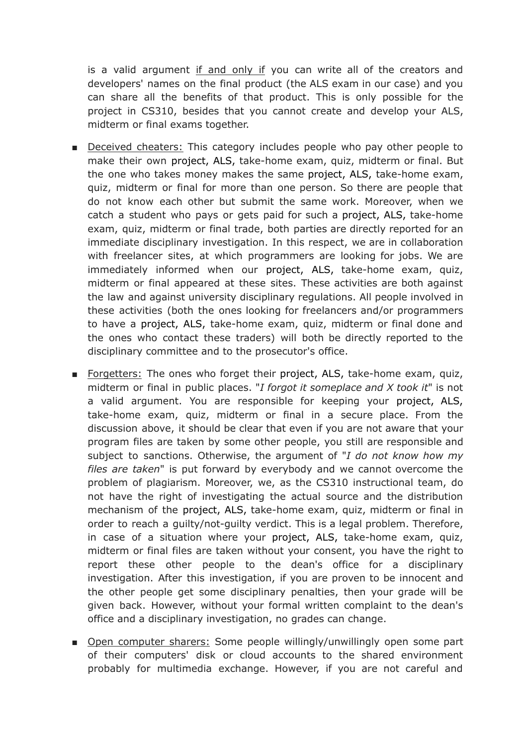is a valid argument <u>if and only if</u> you can write all of the creators and developers' names on the final product (the ALS exam in our case) and you can share all the benefits of that product. This is only possible for the project in CS310, besides that you cannot create and develop your ALS, midterm or final exams together.

- <u>Deceived cheaters:</u> This category includes people who pay other people to make their own project, ALS, take-home exam, quiz, midterm or final. But the one who takes money makes the same project, ALS, take-home exam, quiz, midterm or final for more than one person. So there are people that do not know each other but submit the same work. Moreover, when we catch a student who pays or gets paid for such a project, ALS, take-home exam, quiz, midterm or final trade, both parties are directly reported for an immediate disciplinary investigation. In this respect, we are in collaboration with freelancer sites, at which programmers are looking for jobs. We are immediately informed when our project, ALS, take-home exam, quiz, midterm or final appeared at these sites. These activities are both against the law and against university disciplinary regulations. All people involved in these activities (both the ones looking for freelancers and/or programmers to have a project, ALS, take-home exam, quiz, midterm or final done and the ones who contact these traders) will both be directly reported to the disciplinary committee and to the prosecutor's office.

- <u>Forgetters:</u> The ones who forget their project, ALS, take-home exam, quiz, midterm or final in public places. "*I forgot it someplace and X took it*" is not a valid argument. You are responsible for keeping your project, ALS, take-home exam, quiz, midterm or final in a secure place. From the discussion above, it should be clear that even if you are not aware that your program files are taken by some other people, you still are responsible and subject to sanctions. Otherwise, the argument of "*I do not know how my files are taken*" is put forward by everybody and we cannot overcome the problem of plagiarism. Moreover, we, as the CS310 instructional team, do not have the right of investigating the actual source and the distribution mechanism of the project, ALS, take-home exam, quiz, midterm or final in order to reach a guilty/not-guilty verdict. This is a legal problem. Therefore, in case of a situation where your project, ALS, take-home exam, quiz, midterm or final files are taken without your consent, you have the right to report these other people to the dean's office for a disciplinary investigation. After this investigation, if you are proven to be innocent and the other people get some disciplinary penalties, then your grade will be given back. However, without your formal written complaint to the dean's office and a disciplinary investigation, no grades can change.

- <u>Open computer sharers:</u> Some people willingly/unwillingly open some part of their computers' disk or cloud accounts to the shared environment probably for multimedia exchange. However, if you are not careful and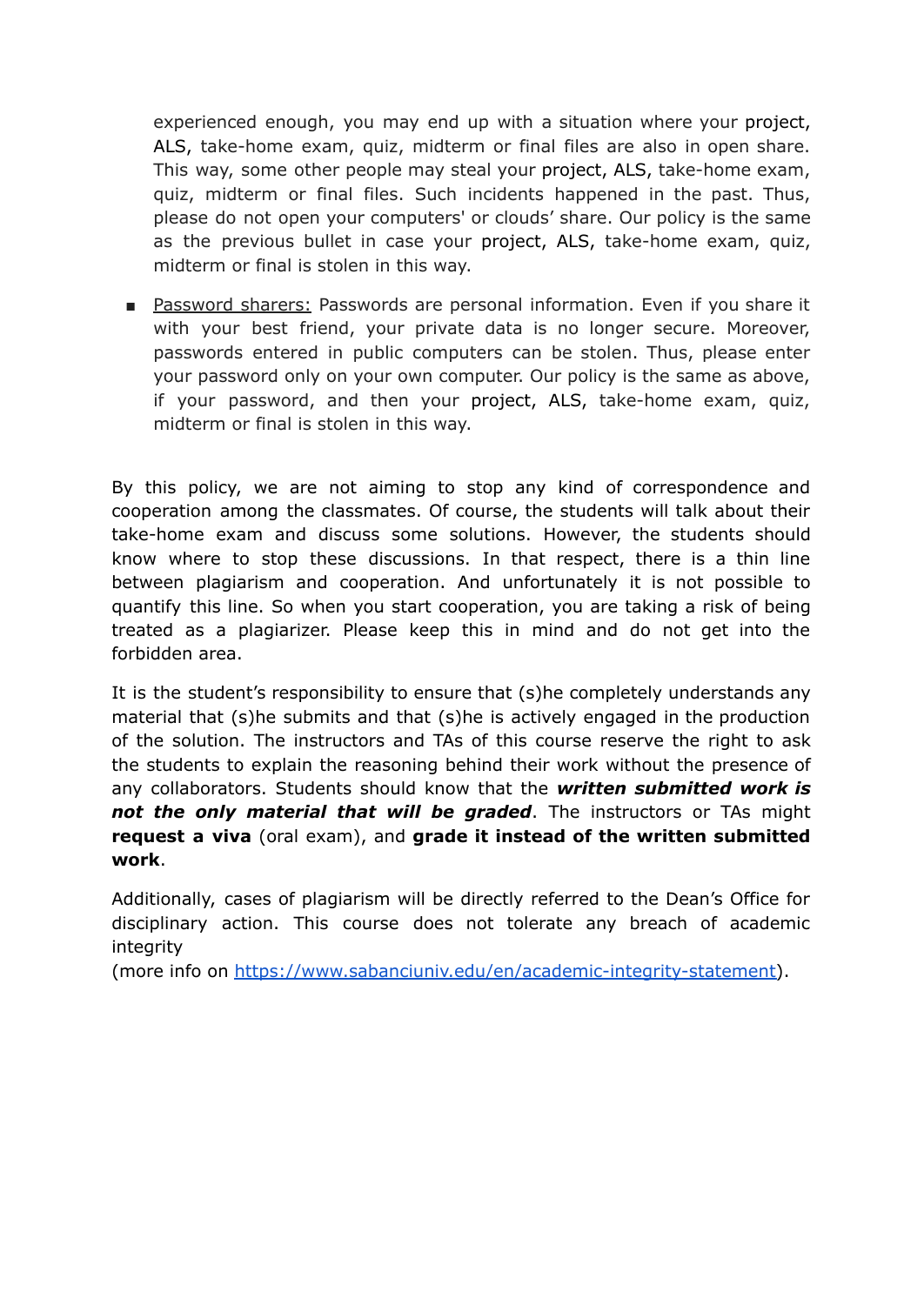experienced enough, you may end up with a situation where your project, ALS, take-home exam, quiz, midterm or final files are also in open share. This way, some other people may steal your project, ALS, take-home exam, quiz, midterm or final files. Such incidents happened in the past. Thus, please do not open your computers' or clouds' share. Our policy is the same as the previous bullet in case your project, ALS, take-home exam, quiz, midterm or final is stolen in this way.

- Password sharers: Passwords are personal information. Even if you share it with your best friend, your private data is no longer secure. Moreover, passwords entered in public computers can be stolen. Thus, please enter your password only on your own computer. Our policy is the same as above, if your password, and then your project, ALS, take-home exam, quiz, midterm or final is stolen in this way.

By this policy, we are not aiming to stop any kind of correspondence and cooperation among the classmates. Of course, the students will talk about their take-home exam and discuss some solutions. However, the students should know where to stop these discussions. In that respect, there is a thin line between plagiarism and cooperation. And unfortunately it is not possible to quantify this line. So when you start cooperation, you are taking a risk of being treated as a plagiarizer. Please keep this in mind and do not get into the forbidden area.

It is the student's responsibility to ensure that (s)he completely understands any material that (s)he submits and that (s)he is actively engaged in the production of the solution. The instructors and TAs of this course reserve the right to ask the students to explain the reasoning behind their work without the presence of any collaborators. Students should know that the ***written submitted work is not the only material that will be graded***. The instructors or TAs might **request a viva** (oral exam), and **grade it instead of the written submitted work**.

Additionally, cases of plagiarism will be directly referred to the Dean's Office for disciplinary action. This course does not tolerate any breach of academic integrity
(more info on https://www.sabanciuniv.edu/en/academic-integrity-statement).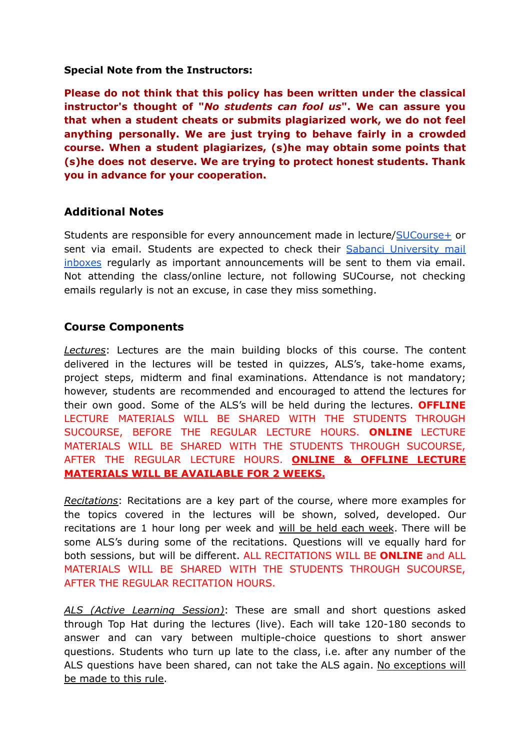**Special Note from the Instructors:**

**Please do not think that this policy has been written under the classical instructor's thought of "*No students can fool us*". We can assure you that when a student cheats or submits plagiarized work, we do not feel anything personally. We are just trying to behave fairly in a crowded course. When a student plagiarizes, (s)he may obtain some points that (s)he does not deserve. We are trying to protect honest students. Thank you in advance for your cooperation.**

## Additional Notes

Students are responsible for every announcement made in lecture/[SUCourse+]() or sent via email. Students are expected to check their [Sabanci University mail inboxes]() regularly as important announcements will be sent to them via email. Not attending the class/online lecture, not following SUCourse, not checking emails regularly is not an excuse, in case they miss something.

## Course Components

*Lectures*: Lectures are the main building blocks of this course. The content delivered in the lectures will be tested in quizzes, ALS's, take-home exams, project steps, midterm and final examinations. Attendance is not mandatory; however, students are recommended and encouraged to attend the lectures for their own good. Some of the ALS's will be held during the lectures. **OFFLINE** LECTURE MATERIALS WILL BE SHARED WITH THE STUDENTS THROUGH SUCOURSE, BEFORE THE REGULAR LECTURE HOURS. **ONLINE** LECTURE MATERIALS WILL BE SHARED WITH THE STUDENTS THROUGH SUCOURSE, AFTER THE REGULAR LECTURE HOURS. **ONLINE & OFFLINE LECTURE MATERIALS WILL BE AVAILABLE FOR 2 WEEKS.**

*Recitations*: Recitations are a key part of the course, where more examples for the topics covered in the lectures will be shown, solved, developed. Our recitations are 1 hour long per week and will be held each week. There will be some ALS's during some of the recitations. Questions will ve equally hard for both sessions, but will be different. ALL RECITATIONS WILL BE **ONLINE** and ALL MATERIALS WILL BE SHARED WITH THE STUDENTS THROUGH SUCOURSE, AFTER THE REGULAR RECITATION HOURS.

*ALS (Active Learning Session)*: These are small and short questions asked through Top Hat during the lectures (live). Each will take 120-180 seconds to answer and can vary between multiple-choice questions to short answer questions. Students who turn up late to the class, i.e. after any number of the ALS questions have been shared, can not take the ALS again. No exceptions will be made to this rule.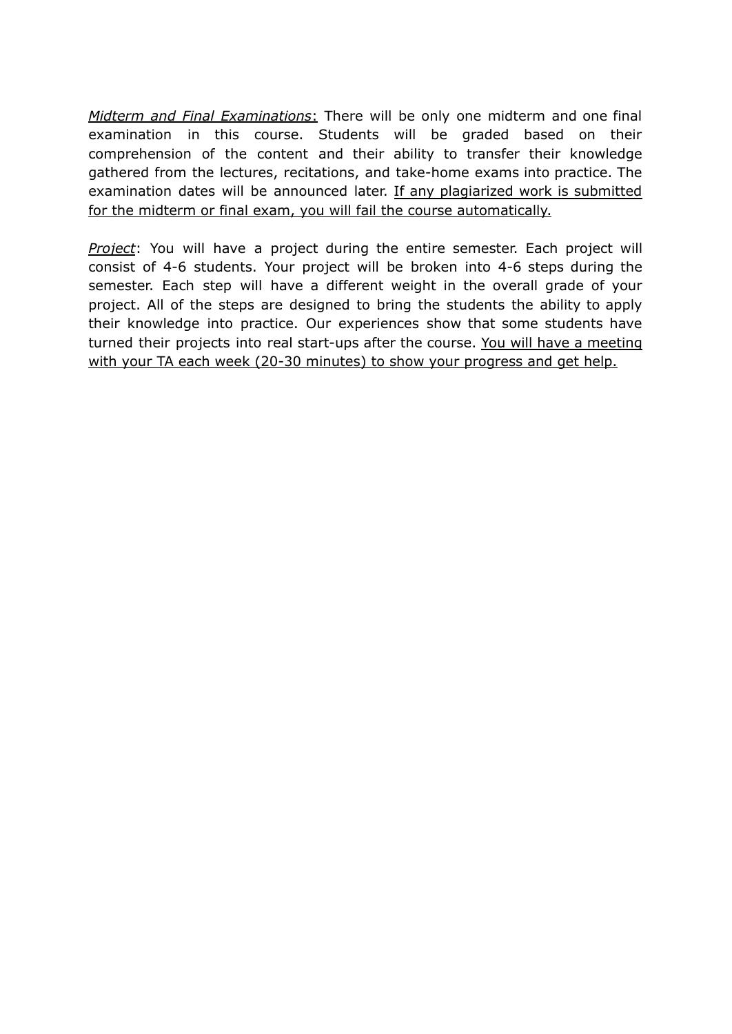*Midterm and Final Examinations*: There will be only one midterm and one final examination in this course. Students will be graded based on their comprehension of the content and their ability to transfer their knowledge gathered from the lectures, recitations, and take-home exams into practice. The examination dates will be announced later. <u>If any plagiarized work is submitted for the midterm or final exam, you will fail the course automatically.</u>

*Project*: You will have a project during the entire semester. Each project will consist of 4-6 students. Your project will be broken into 4-6 steps during the semester. Each step will have a different weight in the overall grade of your project. All of the steps are designed to bring the students the ability to apply their knowledge into practice. Our experiences show that some students have turned their projects into real start-ups after the course. <u>You will have a meeting with your TA each week (20-30 minutes) to show your progress and get help.</u>